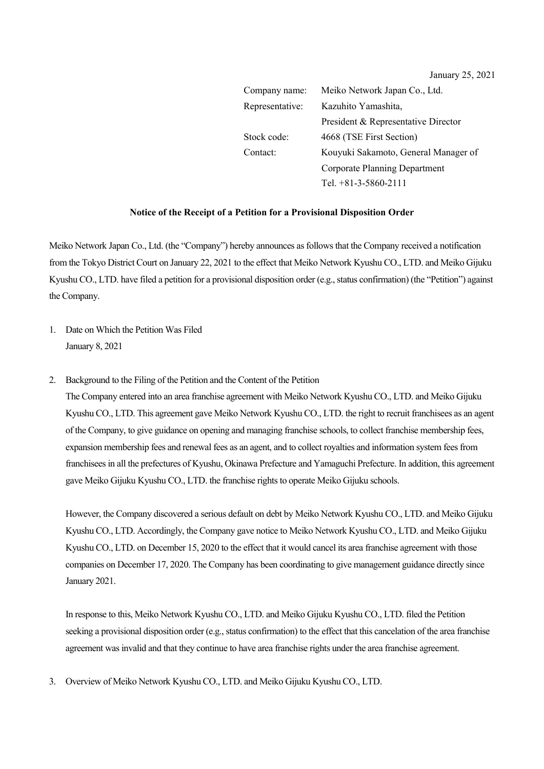January 25, 2021

| | |
|---|---|
| Company name: | Meiko Network Japan Co., Ltd. |
| Representative: | Kazuhito Yamashita, President & Representative Director |
| Stock code: | 4668 (TSE First Section) |
| Contact: | Kouyuki Sakamoto, General Manager of Corporate Planning Department Tel. +81-3-5860-2111 |

**Notice of the Receipt of a Petition for a Provisional Disposition Order**

Meiko Network Japan Co., Ltd. (the "Company") hereby announces as follows that the Company received a notification from the Tokyo District Court on January 22, 2021 to the effect that Meiko Network Kyushu CO., LTD. and Meiko Gijuku Kyushu CO., LTD. have filed a petition for a provisional disposition order (e.g., status confirmation) (the "Petition") against the Company.

1. Date on Which the Petition Was Filed
   January 8, 2021

2. Background to the Filing of the Petition and the Content of the Petition
   The Company entered into an area franchise agreement with Meiko Network Kyushu CO., LTD. and Meiko Gijuku Kyushu CO., LTD. This agreement gave Meiko Network Kyushu CO., LTD. the right to recruit franchisees as an agent of the Company, to give guidance on opening and managing franchise schools, to collect franchise membership fees, expansion membership fees and renewal fees as an agent, and to collect royalties and information system fees from franchisees in all the prefectures of Kyushu, Okinawa Prefecture and Yamaguchi Prefecture. In addition, this agreement gave Meiko Gijuku Kyushu CO., LTD. the franchise rights to operate Meiko Gijuku schools.

   However, the Company discovered a serious default on debt by Meiko Network Kyushu CO., LTD. and Meiko Gijuku Kyushu CO., LTD. Accordingly, the Company gave notice to Meiko Network Kyushu CO., LTD. and Meiko Gijuku Kyushu CO., LTD. on December 15, 2020 to the effect that it would cancel its area franchise agreement with those companies on December 17, 2020. The Company has been coordinating to give management guidance directly since January 2021.

   In response to this, Meiko Network Kyushu CO., LTD. and Meiko Gijuku Kyushu CO., LTD. filed the Petition seeking a provisional disposition order (e.g., status confirmation) to the effect that this cancelation of the area franchise agreement was invalid and that they continue to have area franchise rights under the area franchise agreement.

3. Overview of Meiko Network Kyushu CO., LTD. and Meiko Gijuku Kyushu CO., LTD.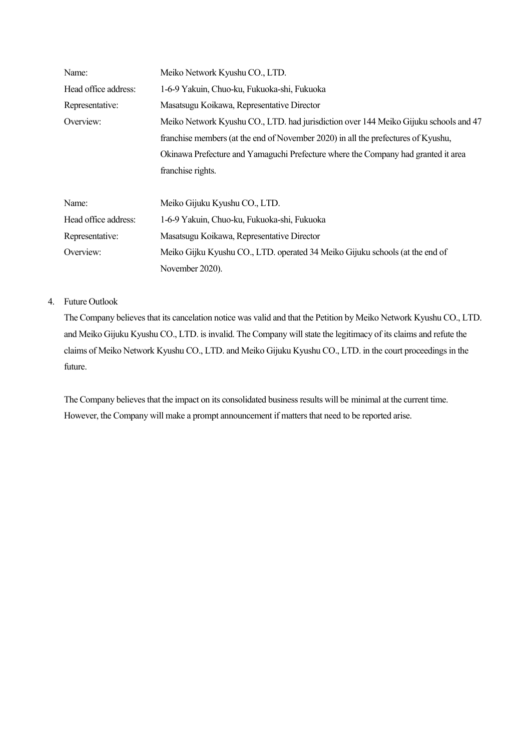| | |
|---|---|
| Name: | Meiko Network Kyushu CO., LTD. |
| Head office address: | 1-6-9 Yakuin, Chuo-ku, Fukuoka-shi, Fukuoka |
| Representative: | Masatsugu Koikawa, Representative Director |
| Overview: | Meiko Network Kyushu CO., LTD. had jurisdiction over 144 Meiko Gijuku schools and 47 franchise members (at the end of November 2020) in all the prefectures of Kyushu, Okinawa Prefecture and Yamaguchi Prefecture where the Company had granted it area franchise rights. |

| | |
|---|---|
| Name: | Meiko Gijuku Kyushu CO., LTD. |
| Head office address: | 1-6-9 Yakuin, Chuo-ku, Fukuoka-shi, Fukuoka |
| Representative: | Masatsugu Koikawa, Representative Director |
| Overview: | Meiko Gijku Kyushu CO., LTD. operated 34 Meiko Gijuku schools (at the end of November 2020). |

4. Future Outlook

The Company believes that its cancelation notice was valid and that the Petition by Meiko Network Kyushu CO., LTD. and Meiko Gijuku Kyushu CO., LTD. is invalid. The Company will state the legitimacy of its claims and refute the claims of Meiko Network Kyushu CO., LTD. and Meiko Gijuku Kyushu CO., LTD. in the court proceedings in the future.

The Company believes that the impact on its consolidated business results will be minimal at the current time. However, the Company will make a prompt announcement if matters that need to be reported arise.